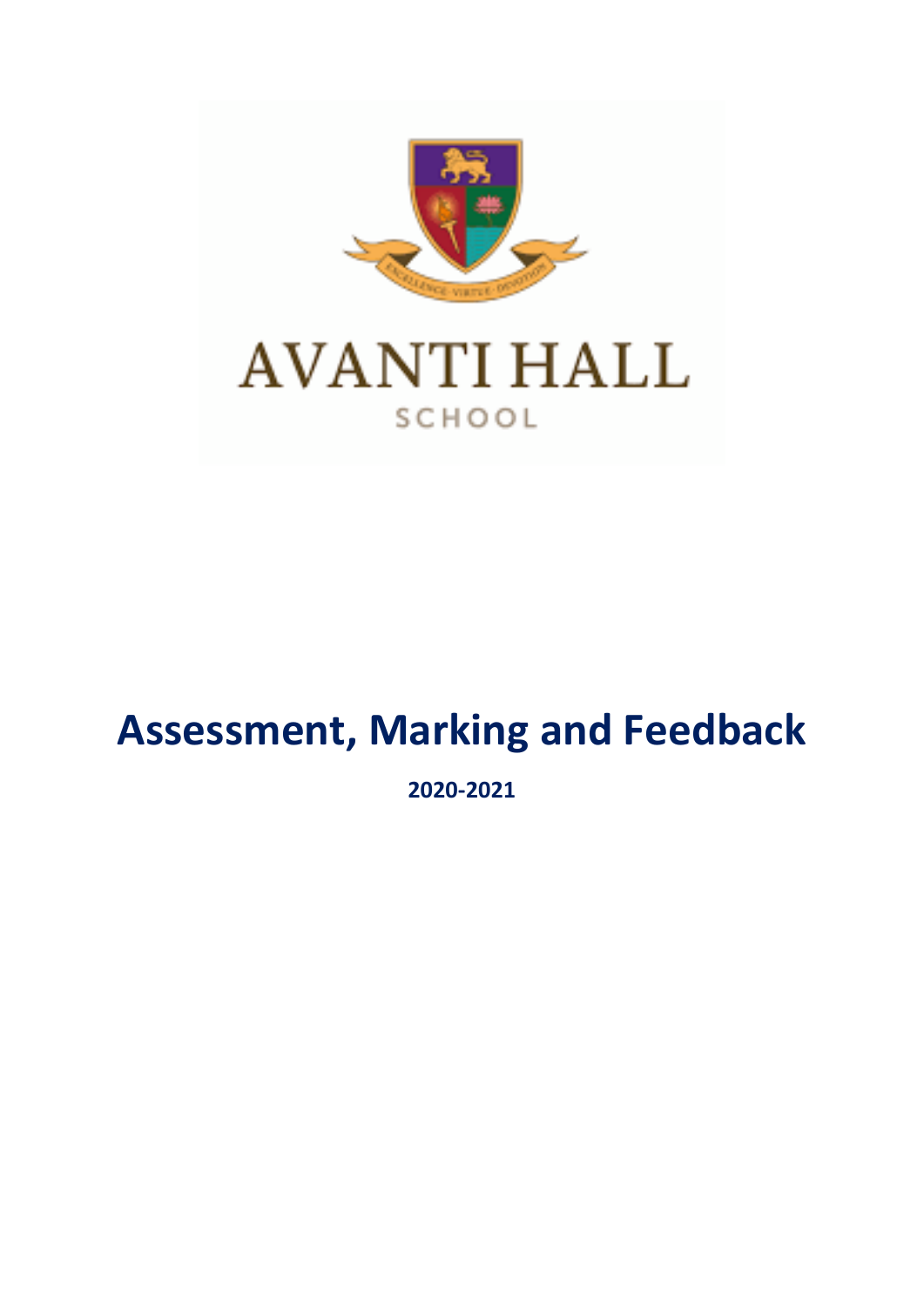AVANTI HALL

SCHOOL

# Assessment, Marking and Feedback

**2020-2021**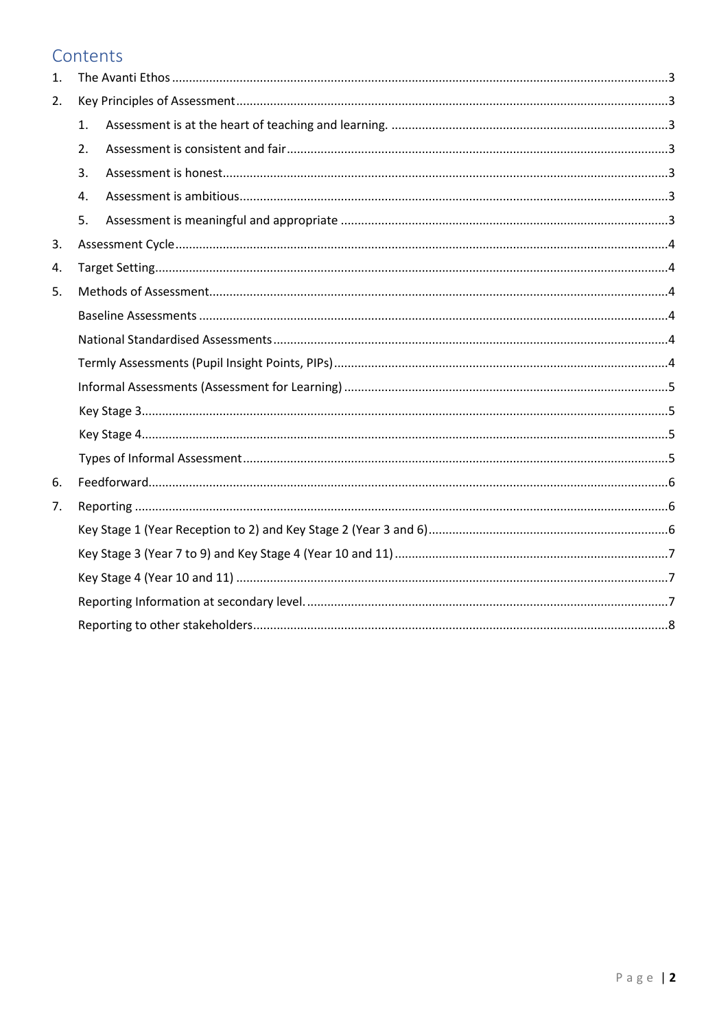# Contents

1. The Avanti Ethos ........ 3
2. Key Principles of Assessment ........ 3
    1. Assessment is at the heart of teaching and learning. ........ 3
    2. Assessment is consistent and fair ........ 3
    3. Assessment is honest ........ 3
    4. Assessment is ambitious ........ 3
    5. Assessment is meaningful and appropriate ........ 3
3. Assessment Cycle ........ 4
4. Target Setting ........ 4
5. Methods of Assessment ........ 4
    - Baseline Assessments ........ 4
    - National Standardised Assessments ........ 4
    - Termly Assessments (Pupil Insight Points, PIPs) ........ 4
    - Informal Assessments (Assessment for Learning) ........ 5
    - Key Stage 3 ........ 5
    - Key Stage 4 ........ 5
    - Types of Informal Assessment ........ 5
6. Feedforward ........ 6
7. Reporting ........ 6
    - Key Stage 1 (Year Reception to 2) and Key Stage 2 (Year 3 and 6) ........ 6
    - Key Stage 3 (Year 7 to 9) and Key Stage 4 (Year 10 and 11) ........ 7
    - Key Stage 4 (Year 10 and 11) ........ 7
    - Reporting Information at secondary level. ........ 7
    - Reporting to other stakeholders ........ 8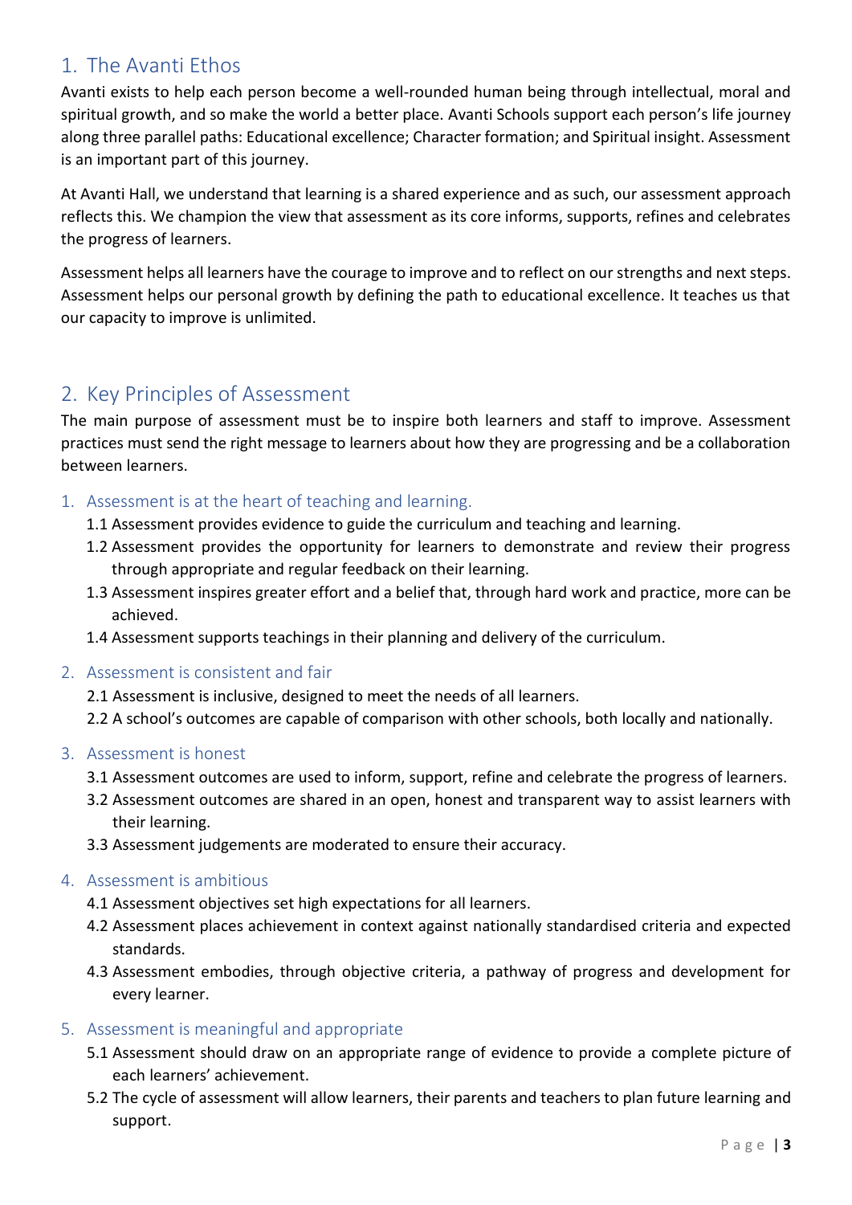## 1. The Avanti Ethos

Avanti exists to help each person become a well-rounded human being through intellectual, moral and spiritual growth, and so make the world a better place. Avanti Schools support each person's life journey along three parallel paths: Educational excellence; Character formation; and Spiritual insight. Assessment is an important part of this journey.

At Avanti Hall, we understand that learning is a shared experience and as such, our assessment approach reflects this. We champion the view that assessment as its core informs, supports, refines and celebrates the progress of learners.

Assessment helps all learners have the courage to improve and to reflect on our strengths and next steps. Assessment helps our personal growth by defining the path to educational excellence. It teaches us that our capacity to improve is unlimited.

## 2. Key Principles of Assessment

The main purpose of assessment must be to inspire both learners and staff to improve. Assessment practices must send the right message to learners about how they are progressing and be a collaboration between learners.

### 1. Assessment is at the heart of teaching and learning.

1.1 Assessment provides evidence to guide the curriculum and teaching and learning.

1.2 Assessment provides the opportunity for learners to demonstrate and review their progress through appropriate and regular feedback on their learning.

1.3 Assessment inspires greater effort and a belief that, through hard work and practice, more can be achieved.

1.4 Assessment supports teachings in their planning and delivery of the curriculum.

### 2. Assessment is consistent and fair

2.1 Assessment is inclusive, designed to meet the needs of all learners.

2.2 A school's outcomes are capable of comparison with other schools, both locally and nationally.

### 3. Assessment is honest

3.1 Assessment outcomes are used to inform, support, refine and celebrate the progress of learners.

3.2 Assessment outcomes are shared in an open, honest and transparent way to assist learners with their learning.

3.3 Assessment judgements are moderated to ensure their accuracy.

### 4. Assessment is ambitious

4.1 Assessment objectives set high expectations for all learners.

4.2 Assessment places achievement in context against nationally standardised criteria and expected standards.

4.3 Assessment embodies, through objective criteria, a pathway of progress and development for every learner.

### 5. Assessment is meaningful and appropriate

5.1 Assessment should draw on an appropriate range of evidence to provide a complete picture of each learners' achievement.

5.2 The cycle of assessment will allow learners, their parents and teachers to plan future learning and support.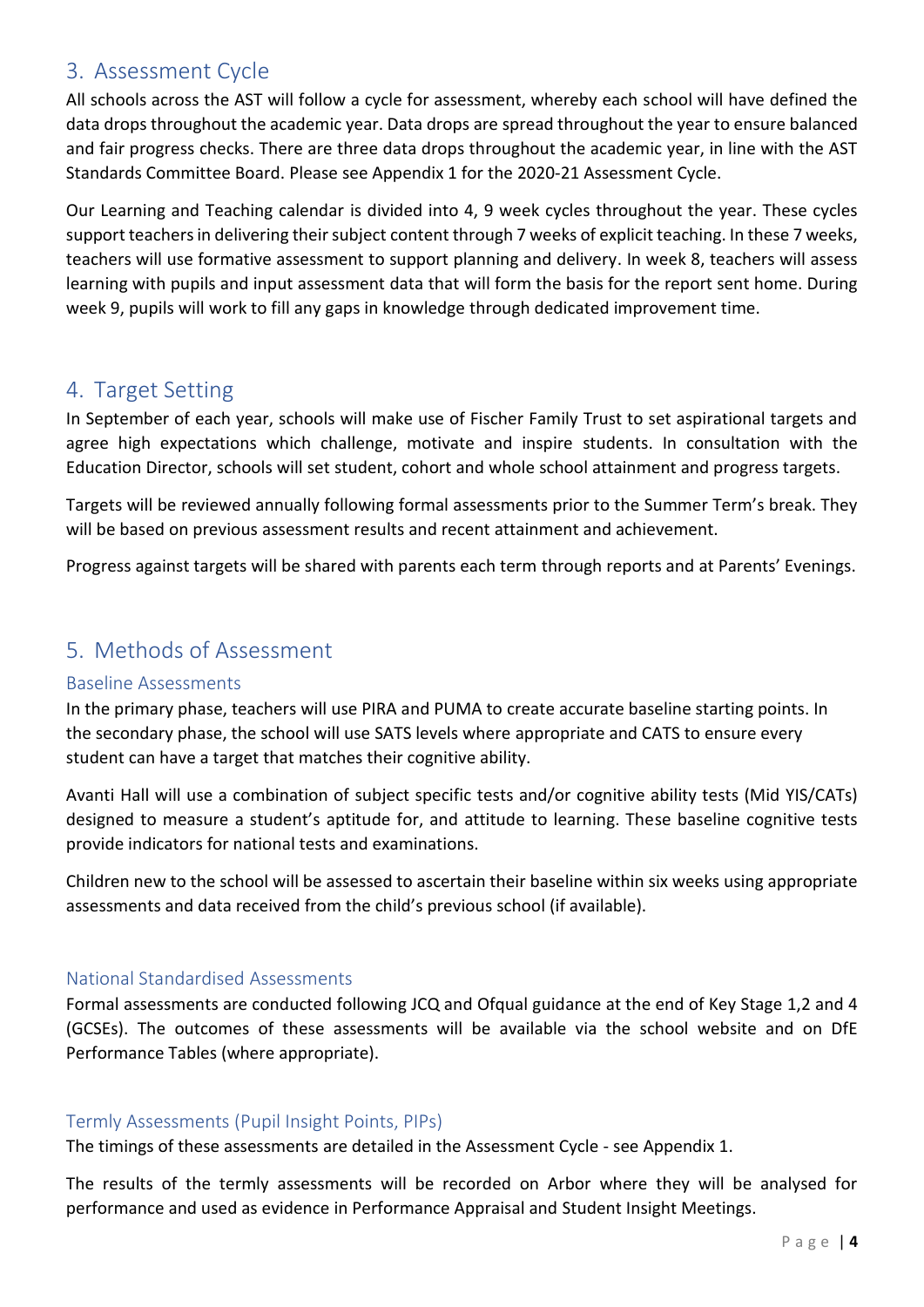## 3. Assessment Cycle

All schools across the AST will follow a cycle for assessment, whereby each school will have defined the data drops throughout the academic year. Data drops are spread throughout the year to ensure balanced and fair progress checks. There are three data drops throughout the academic year, in line with the AST Standards Committee Board. Please see Appendix 1 for the 2020-21 Assessment Cycle.

Our Learning and Teaching calendar is divided into 4, 9 week cycles throughout the year. These cycles support teachers in delivering their subject content through 7 weeks of explicit teaching. In these 7 weeks, teachers will use formative assessment to support planning and delivery. In week 8, teachers will assess learning with pupils and input assessment data that will form the basis for the report sent home. During week 9, pupils will work to fill any gaps in knowledge through dedicated improvement time.

## 4. Target Setting

In September of each year, schools will make use of Fischer Family Trust to set aspirational targets and agree high expectations which challenge, motivate and inspire students. In consultation with the Education Director, schools will set student, cohort and whole school attainment and progress targets.

Targets will be reviewed annually following formal assessments prior to the Summer Term's break. They will be based on previous assessment results and recent attainment and achievement.

Progress against targets will be shared with parents each term through reports and at Parents' Evenings.

## 5. Methods of Assessment

### Baseline Assessments

In the primary phase, teachers will use PIRA and PUMA to create accurate baseline starting points. In the secondary phase, the school will use SATS levels where appropriate and CATS to ensure every student can have a target that matches their cognitive ability.

Avanti Hall will use a combination of subject specific tests and/or cognitive ability tests (Mid YIS/CATs) designed to measure a student's aptitude for, and attitude to learning. These baseline cognitive tests provide indicators for national tests and examinations.

Children new to the school will be assessed to ascertain their baseline within six weeks using appropriate assessments and data received from the child's previous school (if available).

### National Standardised Assessments

Formal assessments are conducted following JCQ and Ofqual guidance at the end of Key Stage 1,2 and 4 (GCSEs). The outcomes of these assessments will be available via the school website and on DfE Performance Tables (where appropriate).

### Termly Assessments (Pupil Insight Points, PIPs)

The timings of these assessments are detailed in the Assessment Cycle - see Appendix 1.

The results of the termly assessments will be recorded on Arbor where they will be analysed for performance and used as evidence in Performance Appraisal and Student Insight Meetings.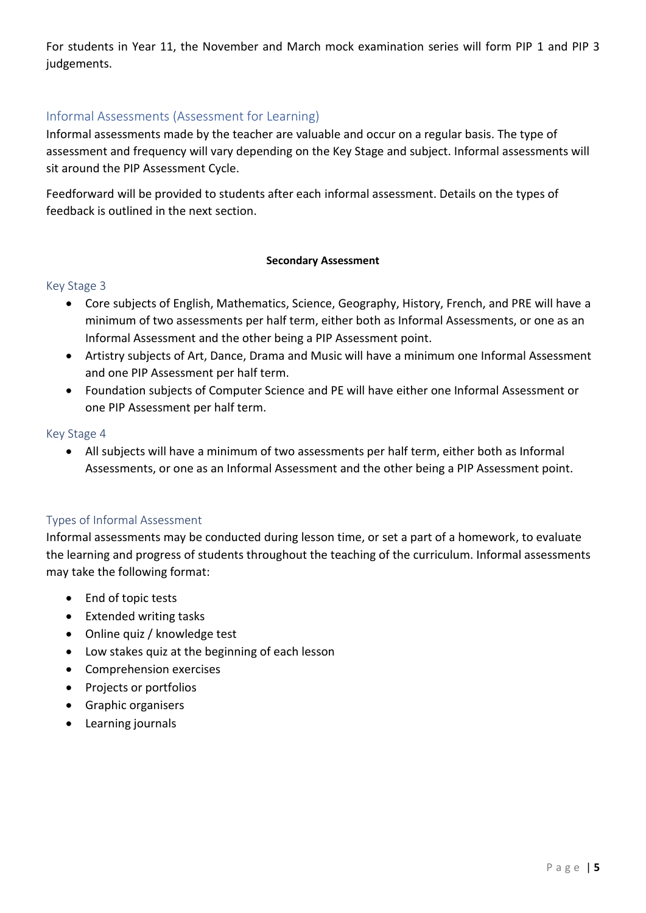For students in Year 11, the November and March mock examination series will form PIP 1 and PIP 3 judgements.

## Informal Assessments (Assessment for Learning)

Informal assessments made by the teacher are valuable and occur on a regular basis. The type of assessment and frequency will vary depending on the Key Stage and subject. Informal assessments will sit around the PIP Assessment Cycle.

Feedforward will be provided to students after each informal assessment. Details on the types of feedback is outlined in the next section.

**Secondary Assessment**

## Key Stage 3

- Core subjects of English, Mathematics, Science, Geography, History, French, and PRE will have a minimum of two assessments per half term, either both as Informal Assessments, or one as an Informal Assessment and the other being a PIP Assessment point.
- Artistry subjects of Art, Dance, Drama and Music will have a minimum one Informal Assessment and one PIP Assessment per half term.
- Foundation subjects of Computer Science and PE will have either one Informal Assessment or one PIP Assessment per half term.

## Key Stage 4

- All subjects will have a minimum of two assessments per half term, either both as Informal Assessments, or one as an Informal Assessment and the other being a PIP Assessment point.

## Types of Informal Assessment

Informal assessments may be conducted during lesson time, or set a part of a homework, to evaluate the learning and progress of students throughout the teaching of the curriculum. Informal assessments may take the following format:

- End of topic tests
- Extended writing tasks
- Online quiz / knowledge test
- Low stakes quiz at the beginning of each lesson
- Comprehension exercises
- Projects or portfolios
- Graphic organisers
- Learning journals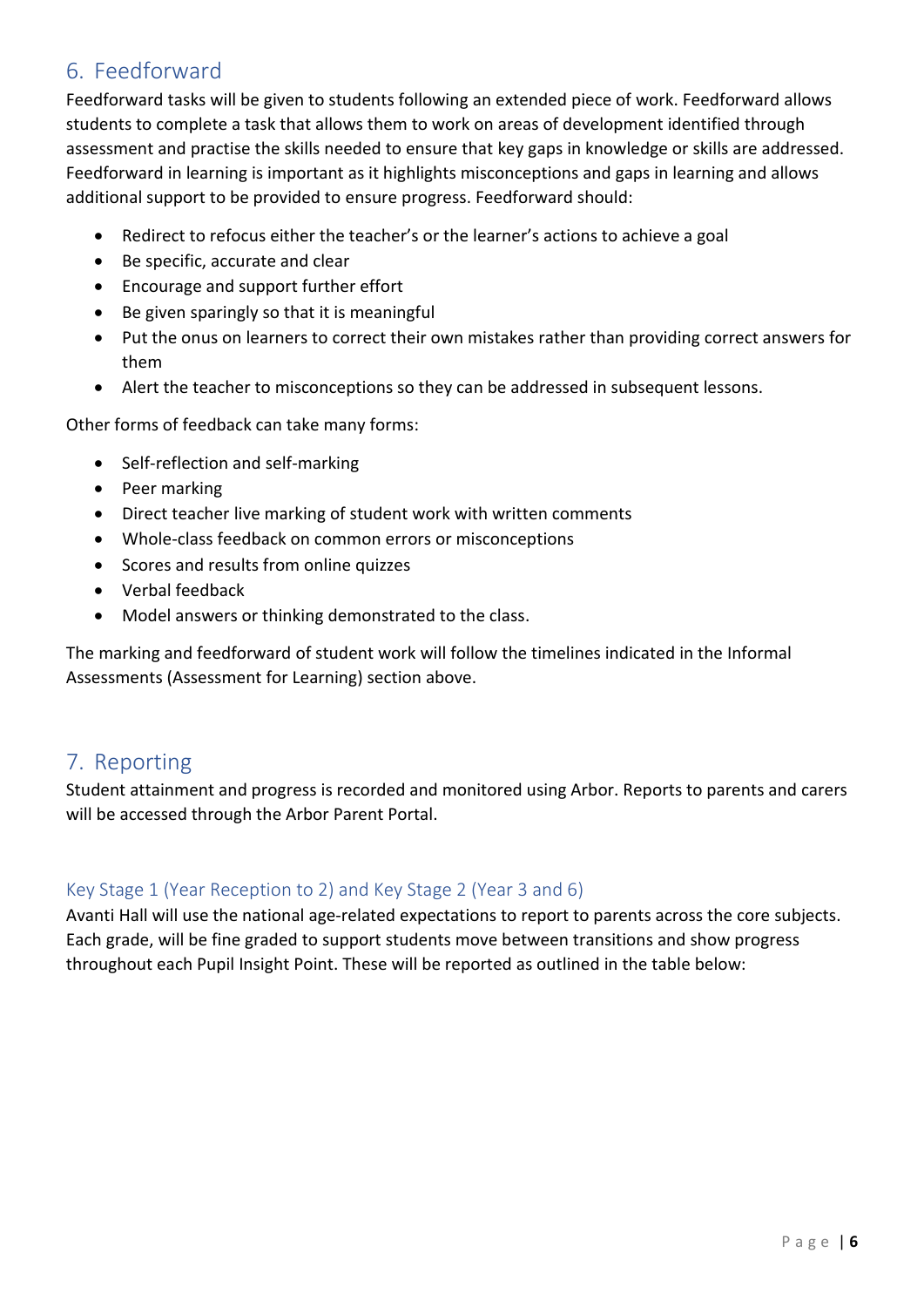## 6. Feedforward

Feedforward tasks will be given to students following an extended piece of work. Feedforward allows students to complete a task that allows them to work on areas of development identified through assessment and practise the skills needed to ensure that key gaps in knowledge or skills are addressed. Feedforward in learning is important as it highlights misconceptions and gaps in learning and allows additional support to be provided to ensure progress. Feedforward should:

- Redirect to refocus either the teacher's or the learner's actions to achieve a goal
- Be specific, accurate and clear
- Encourage and support further effort
- Be given sparingly so that it is meaningful
- Put the onus on learners to correct their own mistakes rather than providing correct answers for them
- Alert the teacher to misconceptions so they can be addressed in subsequent lessons.

Other forms of feedback can take many forms:

- Self-reflection and self-marking
- Peer marking
- Direct teacher live marking of student work with written comments
- Whole-class feedback on common errors or misconceptions
- Scores and results from online quizzes
- Verbal feedback
- Model answers or thinking demonstrated to the class.

The marking and feedforward of student work will follow the timelines indicated in the Informal Assessments (Assessment for Learning) section above.

## 7. Reporting

Student attainment and progress is recorded and monitored using Arbor. Reports to parents and carers will be accessed through the Arbor Parent Portal.

### Key Stage 1 (Year Reception to 2) and Key Stage 2 (Year 3 and 6)

Avanti Hall will use the national age-related expectations to report to parents across the core subjects. Each grade, will be fine graded to support students move between transitions and show progress throughout each Pupil Insight Point. These will be reported as outlined in the table below: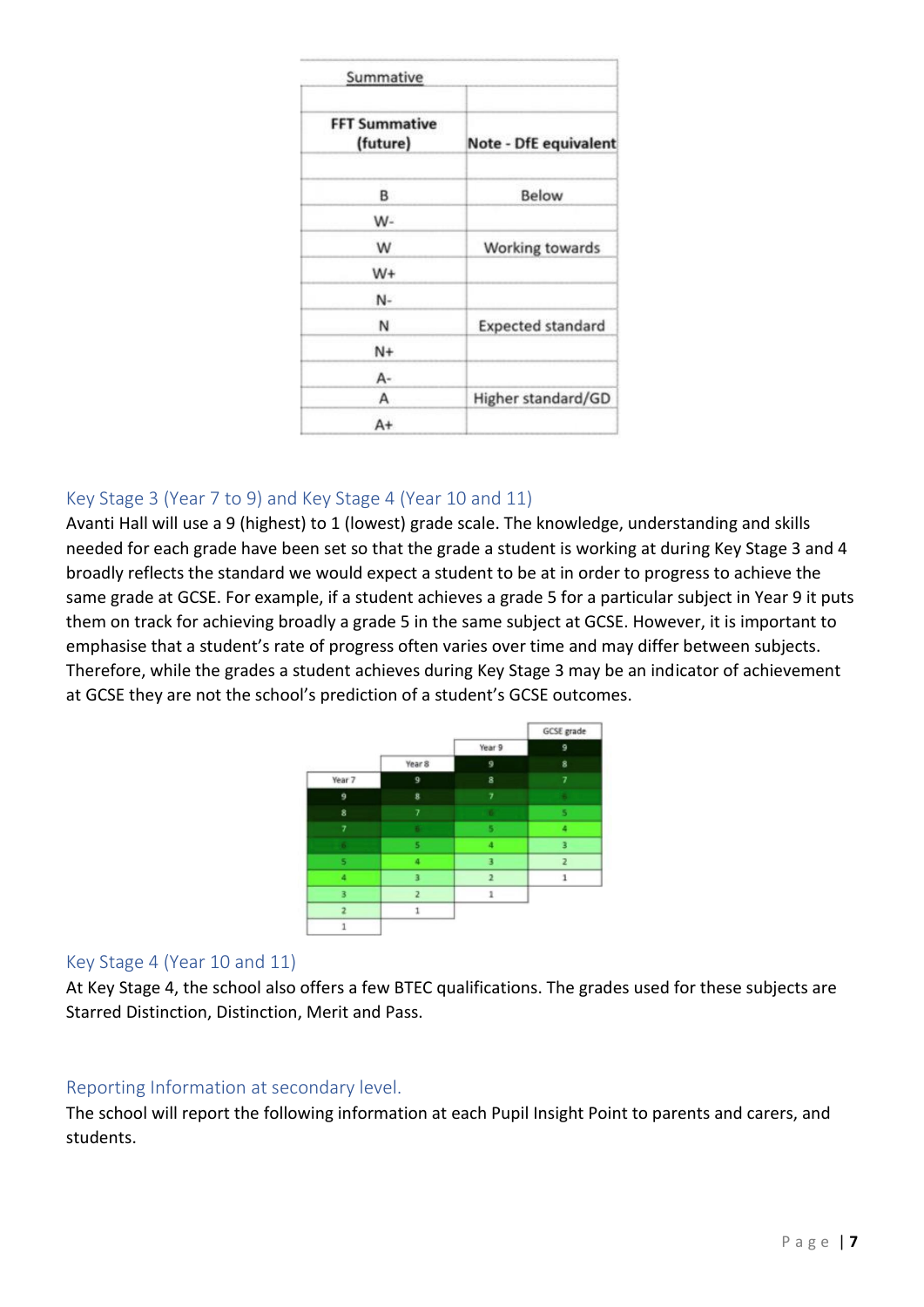| Summative | |
| --- | --- |
| | |
| **FFT Summative (future)** | **Note - DfE equivalent** |
| | |
| B | Below |
| W- | |
| W | Working towards |
| W+ | |
| N- | |
| N | Expected standard |
| N+ | |
| A- | |
| A | Higher standard/GD |
| A+ | |

## Key Stage 3 (Year 7 to 9) and Key Stage 4 (Year 10 and 11)

Avanti Hall will use a 9 (highest) to 1 (lowest) grade scale. The knowledge, understanding and skills needed for each grade have been set so that the grade a student is working at during Key Stage 3 and 4 broadly reflects the standard we would expect a student to be at in order to progress to achieve the same grade at GCSE. For example, if a student achieves a grade 5 for a particular subject in Year 9 it puts them on track for achieving broadly a grade 5 in the same subject at GCSE. However, it is important to emphasise that a student's rate of progress often varies over time and may differ between subjects. Therefore, while the grades a student achieves during Key Stage 3 may be an indicator of achievement at GCSE they are not the school's prediction of a student's GCSE outcomes.

| Year 7 | Year 8 | Year 9 | GCSE grade |
| --- | --- | --- | --- |
| | | | 9 |
| | | 9 | 8 |
| | 9 | 8 | 7 |
| 9 | 8 | 7 | 6 |
| 8 | 7 | 6 | 5 |
| 7 | 6 | 5 | 4 |
| 6 | 5 | 4 | 3 |
| 5 | 4 | 3 | 2 |
| 4 | 3 | 2 | 1 |
| 3 | 2 | 1 | |
| 2 | 1 | | |
| 1 | | | |

## Key Stage 4 (Year 10 and 11)

At Key Stage 4, the school also offers a few BTEC qualifications. The grades used for these subjects are Starred Distinction, Distinction, Merit and Pass.

## Reporting Information at secondary level.

The school will report the following information at each Pupil Insight Point to parents and carers, and students.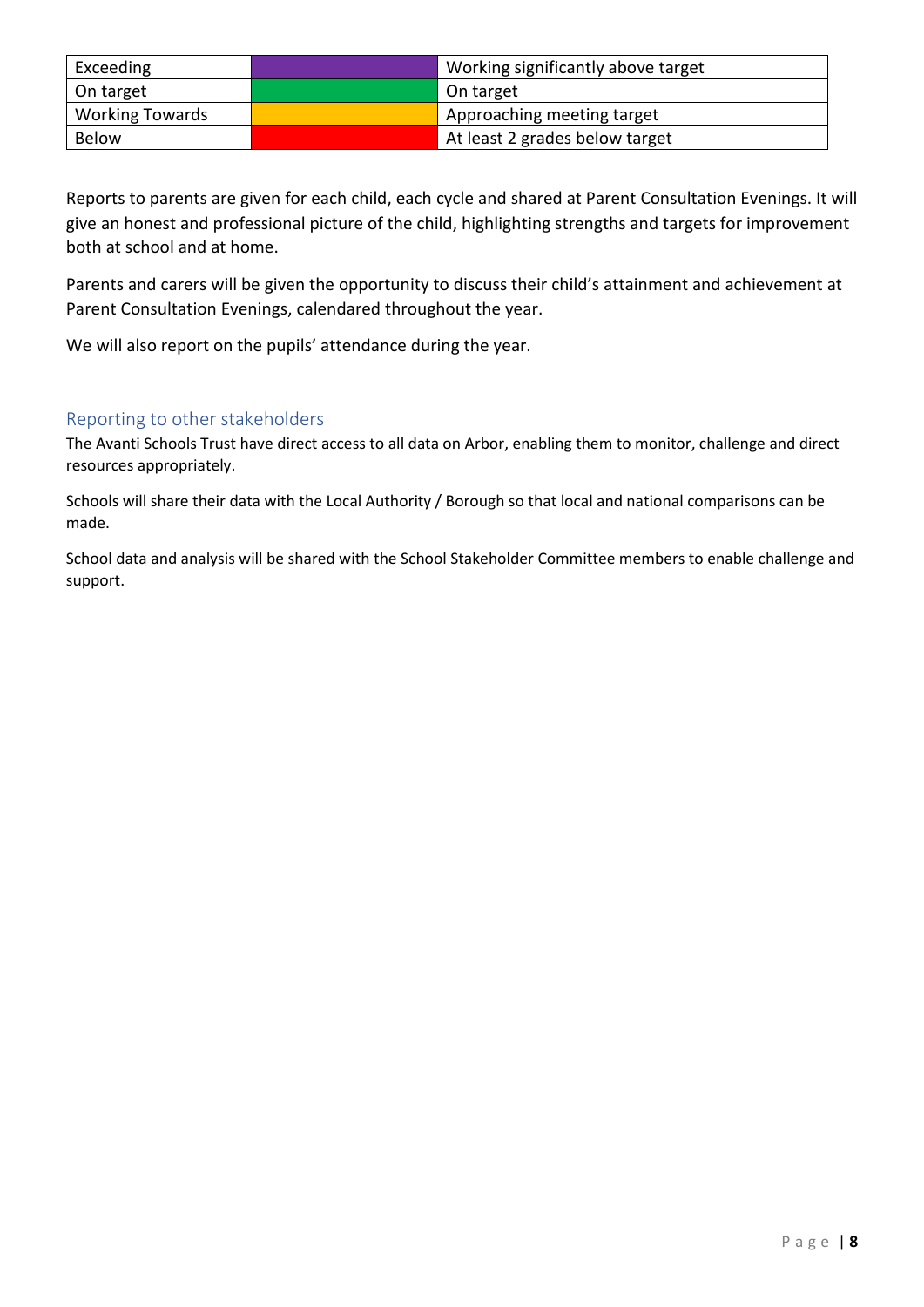| Exceeding | | Working significantly above target |
| --- | --- | --- |
| On target | | On target |
| Working Towards | | Approaching meeting target |
| Below | | At least 2 grades below target |

Reports to parents are given for each child, each cycle and shared at Parent Consultation Evenings. It will give an honest and professional picture of the child, highlighting strengths and targets for improvement both at school and at home.

Parents and carers will be given the opportunity to discuss their child's attainment and achievement at Parent Consultation Evenings, calendared throughout the year.

We will also report on the pupils' attendance during the year.

## Reporting to other stakeholders

The Avanti Schools Trust have direct access to all data on Arbor, enabling them to monitor, challenge and direct resources appropriately.

Schools will share their data with the Local Authority / Borough so that local and national comparisons can be made.

School data and analysis will be shared with the School Stakeholder Committee members to enable challenge and support.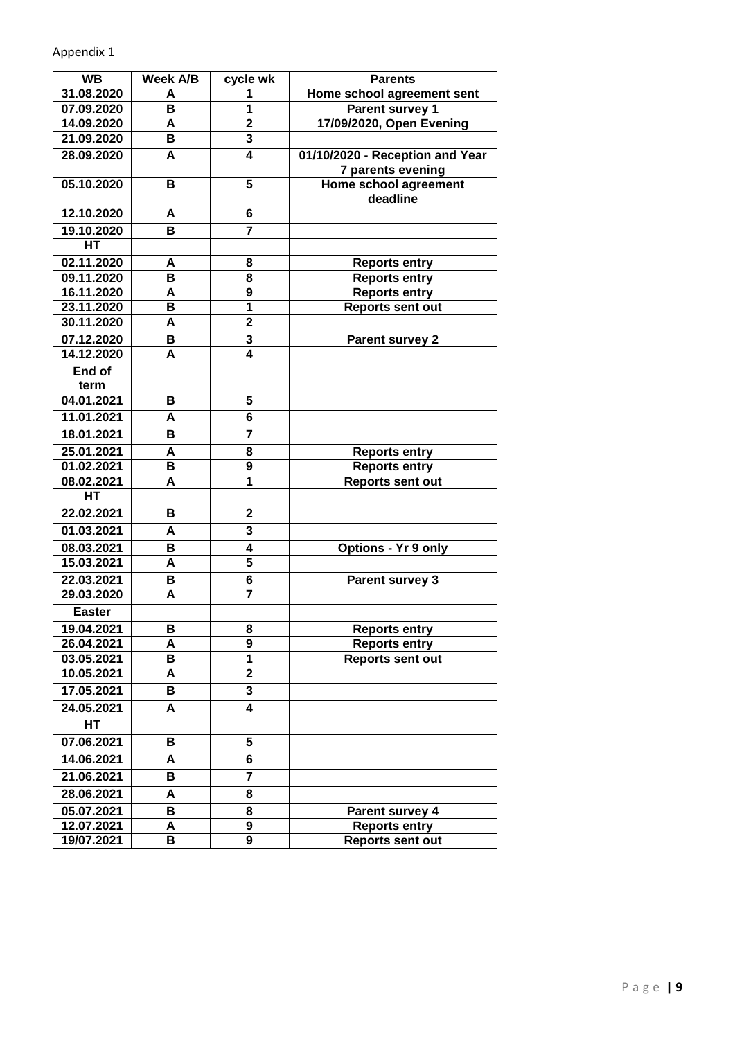Appendix 1

| WB | Week A/B | cycle wk | Parents |
|---|---|---|---|
| 31.08.2020 | A | 1 | Home school agreement sent |
| 07.09.2020 | B | 1 | Parent survey 1 |
| 14.09.2020 | A | 2 | 17/09/2020, Open Evening |
| 21.09.2020 | B | 3 | |
| 28.09.2020 | A | 4 | 01/10/2020 - Reception and Year 7 parents evening |
| 05.10.2020 | B | 5 | Home school agreement deadline |
| 12.10.2020 | A | 6 | |
| 19.10.2020 | B | 7 | |
| HT | | | |
| 02.11.2020 | A | 8 | Reports entry |
| 09.11.2020 | B | 8 | Reports entry |
| 16.11.2020 | A | 9 | Reports entry |
| 23.11.2020 | B | 1 | Reports sent out |
| 30.11.2020 | A | 2 | |
| 07.12.2020 | B | 3 | Parent survey 2 |
| 14.12.2020 | A | 4 | |
| End of term | | | |
| 04.01.2021 | B | 5 | |
| 11.01.2021 | A | 6 | |
| 18.01.2021 | B | 7 | |
| 25.01.2021 | A | 8 | Reports entry |
| 01.02.2021 | B | 9 | Reports entry |
| 08.02.2021 | A | 1 | Reports sent out |
| HT | | | |
| 22.02.2021 | B | 2 | |
| 01.03.2021 | A | 3 | |
| 08.03.2021 | B | 4 | Options - Yr 9 only |
| 15.03.2021 | A | 5 | |
| 22.03.2021 | B | 6 | Parent survey 3 |
| 29.03.2020 | A | 7 | |
| Easter | | | |
| 19.04.2021 | B | 8 | Reports entry |
| 26.04.2021 | A | 9 | Reports entry |
| 03.05.2021 | B | 1 | Reports sent out |
| 10.05.2021 | A | 2 | |
| 17.05.2021 | B | 3 | |
| 24.05.2021 | A | 4 | |
| HT | | | |
| 07.06.2021 | B | 5 | |
| 14.06.2021 | A | 6 | |
| 21.06.2021 | B | 7 | |
| 28.06.2021 | A | 8 | |
| 05.07.2021 | B | 8 | Parent survey 4 |
| 12.07.2021 | A | 9 | Reports entry |
| 19/07.2021 | B | 9 | Reports sent out |